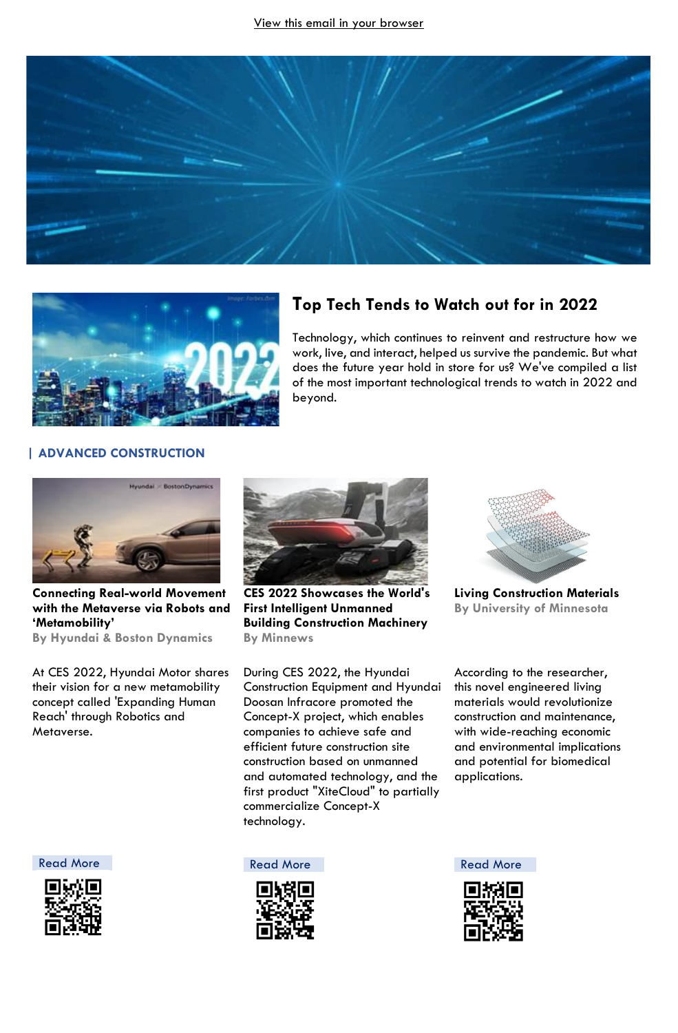View this email in your browser

## Top Tech Tends to Watch out for in 2022

Technology, which continues to reinvent and restructure how we work, live, and interact, helped us survive the pandemic. But what does the future year hold in store for us? We've compiled a list of the most important technological trends to watch in 2022 and beyond.

### | ADVANCED CONSTRUCTION

**Connecting Real-world Movement with the Metaverse via Robots and 'Metamobility'**
**By Hyundai & Boston Dynamics**

At CES 2022, Hyundai Motor shares their vision for a new metamobility concept called 'Expanding Human Reach' through Robotics and Metaverse.

Read More

**CES 2022 Showcases the World's First Intelligent Unmanned Building Construction Machinery**
**By Minnews**

During CES 2022, the Hyundai Construction Equipment and Hyundai Doosan Infracore promoted the Concept-X project, which enables companies to achieve safe and efficient future construction site construction based on unmanned and automated technology, and the first product "XiteCloud" to partially commercialize Concept-X technology.

Read More

**Living Construction Materials**
**By University of Minnesota**

According to the researcher, this novel engineered living materials would revolutionize construction and maintenance, with wide-reaching economic and environmental implications and potential for biomedical applications.

Read More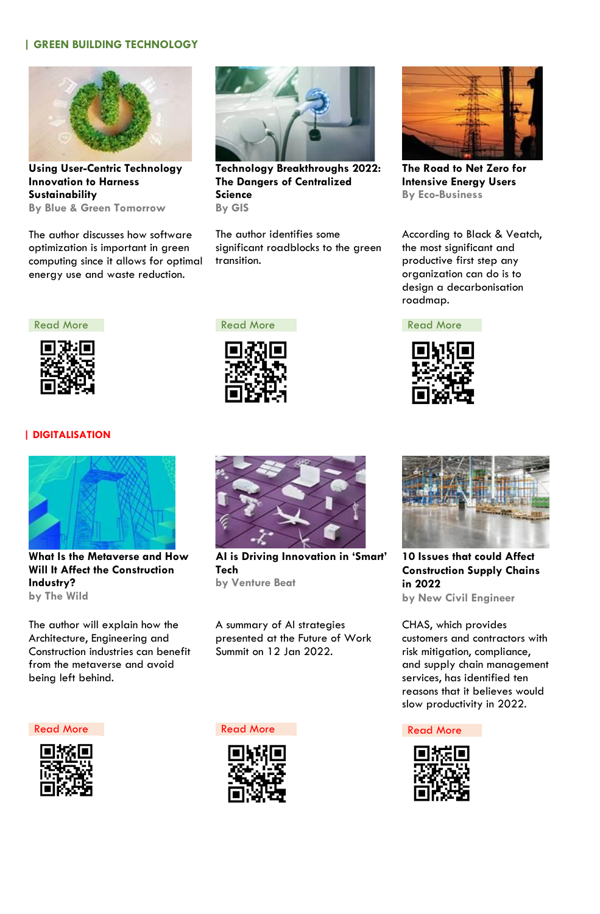## GREEN BUILDING TECHNOLOGY

**Using User-Centric Technology Innovation to Harness Sustainability**
By Blue & Green Tomorrow

The author discusses how software optimization is important in green computing since it allows for optimal energy use and waste reduction.

Read More

**Technology Breakthroughs 2022: The Dangers of Centralized Science**
By GIS

The author identifies some significant roadblocks to the green transition.

Read More

**The Road to Net Zero for Intensive Energy Users**
By Eco-Business

According to Black & Veatch, the most significant and productive first step any organization can do is to design a decarbonisation roadmap.

Read More

## DIGITALISATION

**What Is the Metaverse and How Will It Affect the Construction Industry?**
by The Wild

The author will explain how the Architecture, Engineering and Construction industries can benefit from the metaverse and avoid being left behind.

Read More

**AI is Driving Innovation in 'Smart' Tech**
by Venture Beat

A summary of AI strategies presented at the Future of Work Summit on 12 Jan 2022.

Read More

**10 Issues that could Affect Construction Supply Chains in 2022**
by New Civil Engineer

CHAS, which provides customers and contractors with risk mitigation, compliance, and supply chain management services, has identified ten reasons that it believes would slow productivity in 2022.

Read More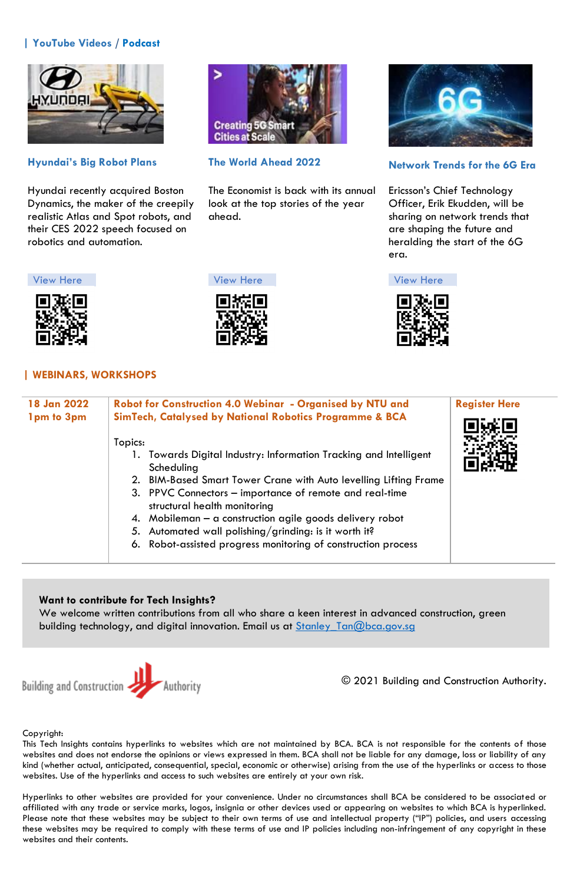## | YouTube Videos / Podcast

### Hyundai's Big Robot Plans

Hyundai recently acquired Boston Dynamics, the maker of the creepily realistic Atlas and Spot robots, and their CES 2022 speech focused on robotics and automation.

View Here

### The World Ahead 2022

The Economist is back with its annual look at the top stories of the year ahead.

View Here

### Network Trends for the 6G Era

Ericsson's Chief Technology Officer, Erik Ekudden, will be sharing on network trends that are shaping the future and heralding the start of the 6G era.

View Here

## | WEBINARS, WORKSHOPS

| | | |
|---|---|---|
| **18 Jan 2022**<br>**1pm to 3pm** | **Robot for Construction 4.0 Webinar - Organised by NTU and SimTech, Catalysed by National Robotics Programme & BCA**<br><br>Topics:<br>1. Towards Digital Industry: Information Tracking and Intelligent Scheduling<br>2. BIM-Based Smart Tower Crane with Auto levelling Lifting Frame<br>3. PPVC Connectors – importance of remote and real-time structural health monitoring<br>4. Mobileman – a construction agile goods delivery robot<br>5. Automated wall polishing/grinding: is it worth it?<br>6. Robot-assisted progress monitoring of construction process | **Register Here** |

**Want to contribute for Tech Insights?**
We welcome written contributions from all who share a keen interest in advanced construction, green building technology, and digital innovation. Email us at Stanley_Tan@bca.gov.sg

Building and Construction Authority

© 2021 Building and Construction Authority.

Copyright:
This Tech Insights contains hyperlinks to websites which are not maintained by BCA. BCA is not responsible for the contents of those websites and does not endorse the opinions or views expressed in them. BCA shall not be liable for any damage, loss or liability of any kind (whether actual, anticipated, consequential, special, economic or otherwise) arising from the use of the hyperlinks or access to those websites. Use of the hyperlinks and access to such websites are entirely at your own risk.

Hyperlinks to other websites are provided for your convenience. Under no circumstances shall BCA be considered to be associated or affiliated with any trade or service marks, logos, insignia or other devices used or appearing on websites to which BCA is hyperlinked. Please note that these websites may be subject to their own terms of use and intellectual property ("IP") policies, and users accessing these websites may be required to comply with these terms of use and IP policies including non-infringement of any copyright in these websites and their contents.